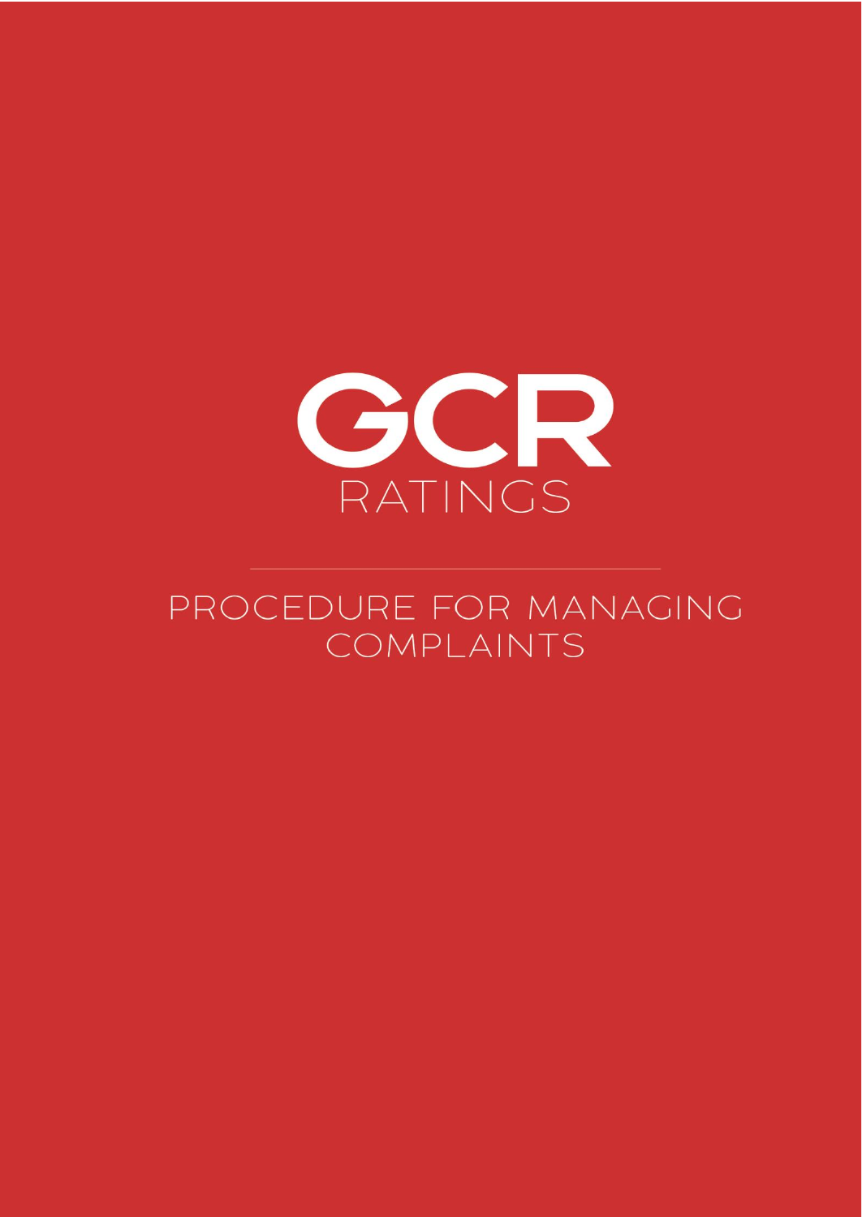# GCR RATINGS

## PROCEDURE FOR MANAGING COMPLAINTS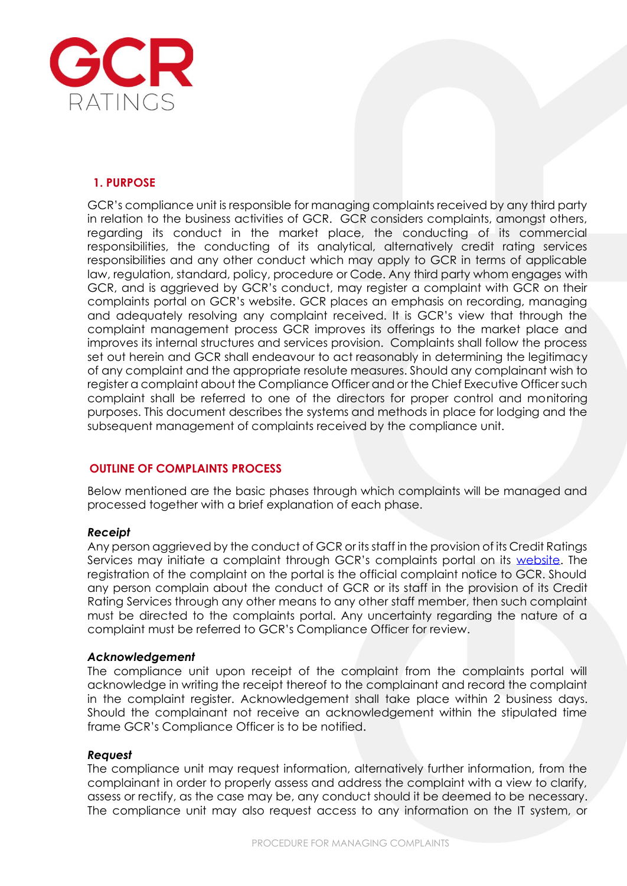## 1. PURPOSE

GCR's compliance unit is responsible for managing complaints received by any third party in relation to the business activities of GCR. GCR considers complaints, amongst others, regarding its conduct in the market place, the conducting of its commercial responsibilities, the conducting of its analytical, alternatively credit rating services responsibilities and any other conduct which may apply to GCR in terms of applicable law, regulation, standard, policy, procedure or Code. Any third party whom engages with GCR, and is aggrieved by GCR's conduct, may register a complaint with GCR on their complaints portal on GCR's website. GCR places an emphasis on recording, managing and adequately resolving any complaint received. It is GCR's view that through the complaint management process GCR improves its offerings to the market place and improves its internal structures and services provision. Complaints shall follow the process set out herein and GCR shall endeavour to act reasonably in determining the legitimacy of any complaint and the appropriate resolute measures. Should any complainant wish to register a complaint about the Compliance Officer and or the Chief Executive Officer such complaint shall be referred to one of the directors for proper control and monitoring purposes. This document describes the systems and methods in place for lodging and the subsequent management of complaints received by the compliance unit.

## OUTLINE OF COMPLAINTS PROCESS

Below mentioned are the basic phases through which complaints will be managed and processed together with a brief explanation of each phase.

***Receipt***

Any person aggrieved by the conduct of GCR or its staff in the provision of its Credit Ratings Services may initiate a complaint through GCR's complaints portal on its website. The registration of the complaint on the portal is the official complaint notice to GCR. Should any person complain about the conduct of GCR or its staff in the provision of its Credit Rating Services through any other means to any other staff member, then such complaint must be directed to the complaints portal. Any uncertainty regarding the nature of a complaint must be referred to GCR's Compliance Officer for review.

***Acknowledgement***

The compliance unit upon receipt of the complaint from the complaints portal will acknowledge in writing the receipt thereof to the complainant and record the complaint in the complaint register. Acknowledgement shall take place within 2 business days. Should the complainant not receive an acknowledgement within the stipulated time frame GCR's Compliance Officer is to be notified.

***Request***

The compliance unit may request information, alternatively further information, from the complainant in order to properly assess and address the complaint with a view to clarify, assess or rectify, as the case may be, any conduct should it be deemed to be necessary. The compliance unit may also request access to any information on the IT system, or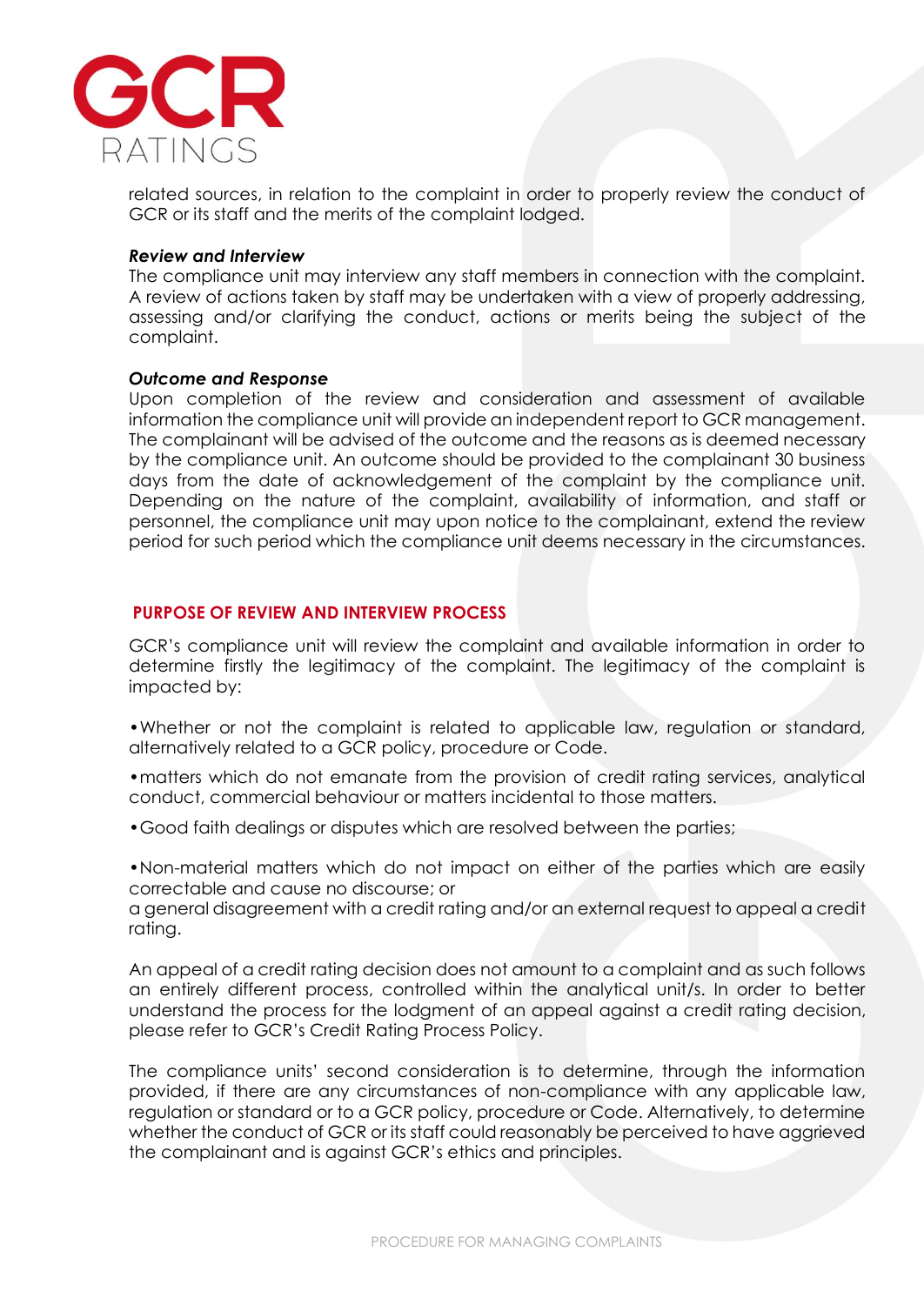related sources, in relation to the complaint in order to properly review the conduct of GCR or its staff and the merits of the complaint lodged.

***Review and Interview***

The compliance unit may interview any staff members in connection with the complaint. A review of actions taken by staff may be undertaken with a view of properly addressing, assessing and/or clarifying the conduct, actions or merits being the subject of the complaint.

***Outcome and Response***

Upon completion of the review and consideration and assessment of available information the compliance unit will provide an independent report to GCR management. The complainant will be advised of the outcome and the reasons as is deemed necessary by the compliance unit. An outcome should be provided to the complainant 30 business days from the date of acknowledgement of the complaint by the compliance unit. Depending on the nature of the complaint, availability of information, and staff or personnel, the compliance unit may upon notice to the complainant, extend the review period for such period which the compliance unit deems necessary in the circumstances.

## PURPOSE OF REVIEW AND INTERVIEW PROCESS

GCR's compliance unit will review the complaint and available information in order to determine firstly the legitimacy of the complaint. The legitimacy of the complaint is impacted by:

- Whether or not the complaint is related to applicable law, regulation or standard, alternatively related to a GCR policy, procedure or Code.
- matters which do not emanate from the provision of credit rating services, analytical conduct, commercial behaviour or matters incidental to those matters.
- Good faith dealings or disputes which are resolved between the parties;
- Non-material matters which do not impact on either of the parties which are easily correctable and cause no discourse; or

a general disagreement with a credit rating and/or an external request to appeal a credit rating.

An appeal of a credit rating decision does not amount to a complaint and as such follows an entirely different process, controlled within the analytical unit/s. In order to better understand the process for the lodgment of an appeal against a credit rating decision, please refer to GCR's Credit Rating Process Policy.

The compliance units' second consideration is to determine, through the information provided, if there are any circumstances of non-compliance with any applicable law, regulation or standard or to a GCR policy, procedure or Code. Alternatively, to determine whether the conduct of GCR or its staff could reasonably be perceived to have aggrieved the complainant and is against GCR's ethics and principles.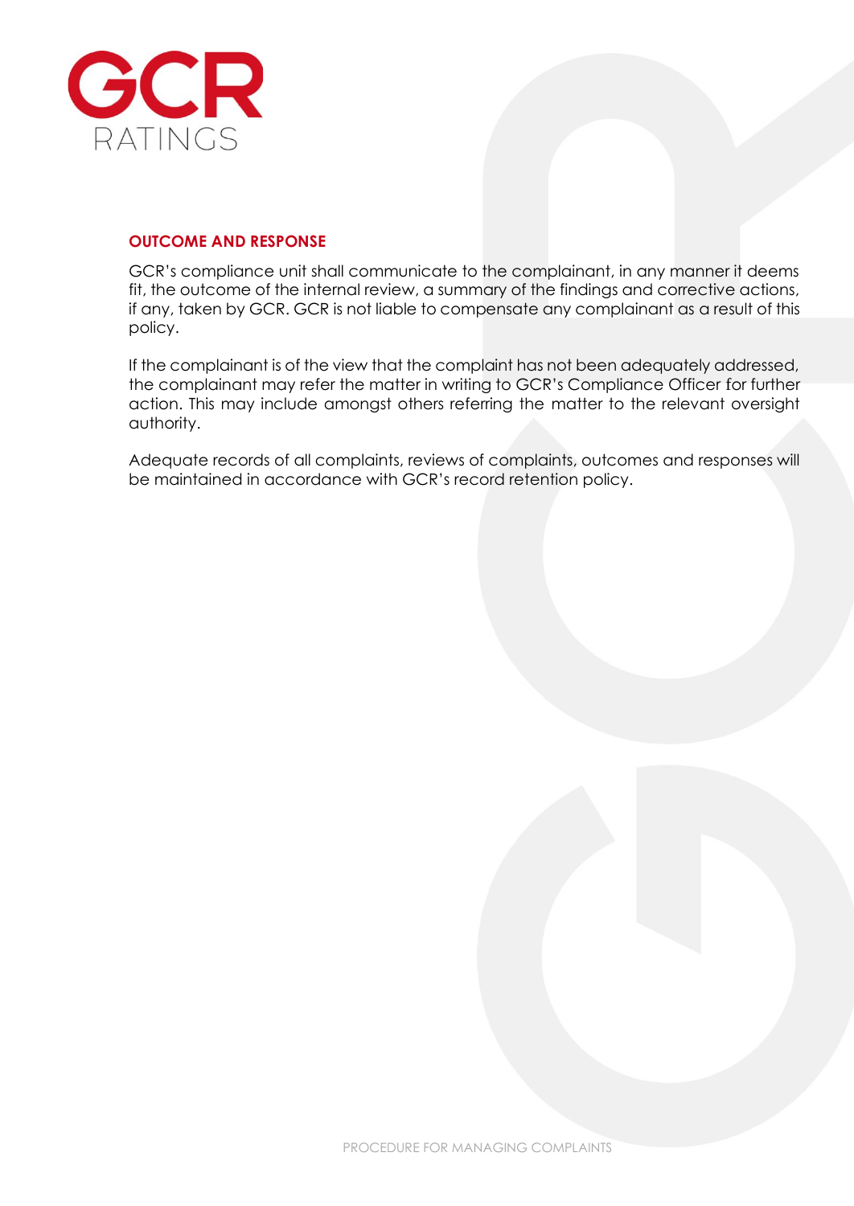## OUTCOME AND RESPONSE

GCR's compliance unit shall communicate to the complainant, in any manner it deems fit, the outcome of the internal review, a summary of the findings and corrective actions, if any, taken by GCR. GCR is not liable to compensate any complainant as a result of this policy.

If the complainant is of the view that the complaint has not been adequately addressed, the complainant may refer the matter in writing to GCR's Compliance Officer for further action. This may include amongst others referring the matter to the relevant oversight authority.

Adequate records of all complaints, reviews of complaints, outcomes and responses will be maintained in accordance with GCR's record retention policy.